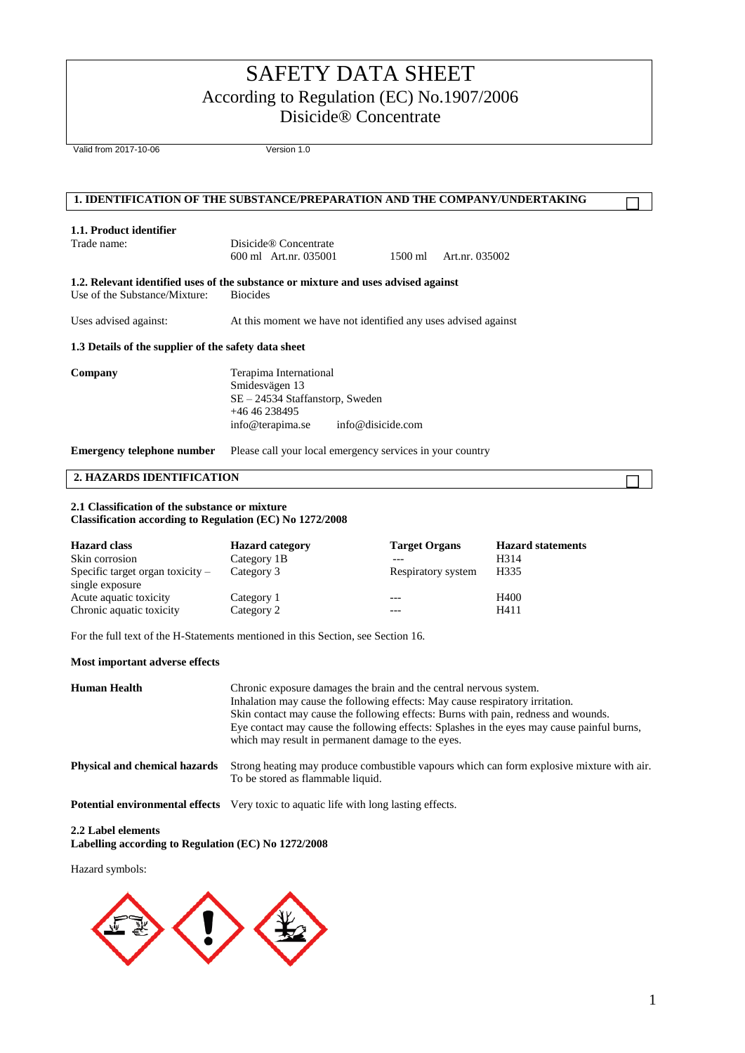# SAFETY DATA SHEET
## According to Regulation (EC) No.1907/2006
## Disicide® Concentrate

Valid from 2017-10-06 Version 1.0

## 1. IDENTIFICATION OF THE SUBSTANCE/PREPARATION AND THE COMPANY/UNDERTAKING

**1.1. Product identifier**

Trade name: Disicide® Concentrate
600 ml Art.nr. 035001 1500 ml Art.nr. 035002

**1.2. Relevant identified uses of the substance or mixture and uses advised against**

Use of the Substance/Mixture: Biocides

Uses advised against: At this moment we have not identified any uses advised against

**1.3 Details of the supplier of the safety data sheet**

**Company**
Terapima International
Smidesvägen 13
SE – 24534 Staffanstorp, Sweden
+46 46 238495
info@terapima.se info@disicide.com

**Emergency telephone number** Please call your local emergency services in your country

## 2. HAZARDS IDENTIFICATION

**2.1 Classification of the substance or mixture**
**Classification according to Regulation (EC) No 1272/2008**

| Hazard class | Hazard category | Target Organs | Hazard statements |
|---|---|---|---|
| Skin corrosion | Category 1B | --- | H314 |
| Specific target organ toxicity – single exposure | Category 3 | Respiratory system | H335 |
| Acute aquatic toxicity | Category 1 | --- | H400 |
| Chronic aquatic toxicity | Category 2 | --- | H411 |

For the full text of the H-Statements mentioned in this Section, see Section 16.

**Most important adverse effects**

**Human Health**
Chronic exposure damages the brain and the central nervous system.
Inhalation may cause the following effects: May cause respiratory irritation.
Skin contact may cause the following effects: Burns with pain, redness and wounds.
Eye contact may cause the following effects: Splashes in the eyes may cause painful burns, which may result in permanent damage to the eyes.

**Physical and chemical hazards** Strong heating may produce combustible vapours which can form explosive mixture with air. To be stored as flammable liquid.

**Potential environmental effects** Very toxic to aquatic life with long lasting effects.

**2.2 Label elements**
**Labelling according to Regulation (EC) No 1272/2008**

Hazard symbols: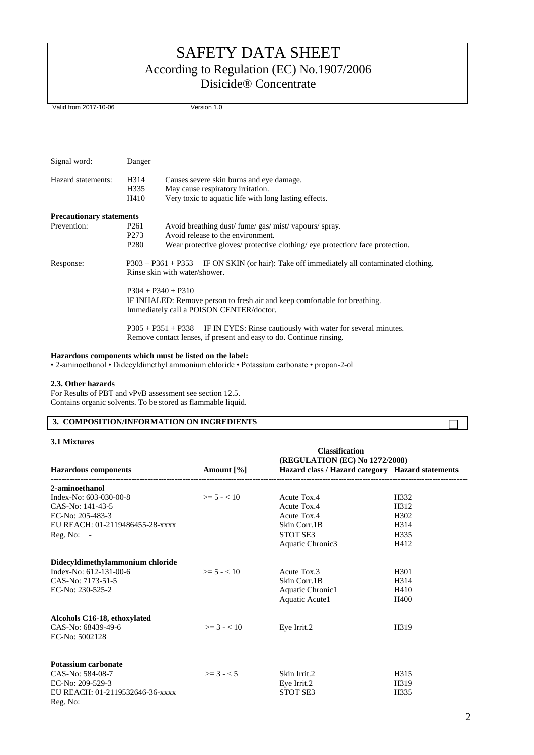Signal word: Danger

Hazard statements:

| | |
|---|---|
| H314 | Causes severe skin burns and eye damage. |
| H335 | May cause respiratory irritation. |
| H410 | Very toxic to aquatic life with long lasting effects. |

**Precautionary statements**

Prevention:

| | |
|---|---|
| P261 | Avoid breathing dust/ fume/ gas/ mist/ vapours/ spray. |
| P273 | Avoid release to the environment. |
| P280 | Wear protective gloves/ protective clothing/ eye protection/ face protection. |

Response:

P303 + P361 + P353 IF ON SKIN (or hair): Take off immediately all contaminated clothing. Rinse skin with water/shower.

P304 + P340 + P310
IF INHALED: Remove person to fresh air and keep comfortable for breathing.
Immediately call a POISON CENTER/doctor.

P305 + P351 + P338 IF IN EYES: Rinse cautiously with water for several minutes. Remove contact lenses, if present and easy to do. Continue rinsing.

**Hazardous components which must be listed on the label:**

• 2-aminoethanol • Didecyldimethyl ammonium chloride • Potassium carbonate • propan-2-ol

**2.3. Other hazards**

For Results of PBT and vPvB assessment see section 12.5.
Contains organic solvents. To be stored as flammable liquid.

## 3. COMPOSITION/INFORMATION ON INGREDIENTS

**3.1 Mixtures**

| Hazardous components | Amount [%] | Classification (REGULATION (EC) No 1272/2008) Hazard class / Hazard category | Hazard statements |
|---|---|---|---|
| **2-aminoethanol** | | | |
| Index-No: 603-030-00-8 | >= 5 - < 10 | Acute Tox.4 | H332 |
| CAS-No: 141-43-5 | | Acute Tox.4 | H312 |
| EC-No: 205-483-3 | | Acute Tox.4 | H302 |
| EU REACH: 01-2119486455-28-xxxx | | Skin Corr.1B | H314 |
| Reg. No: - | | STOT SE3 | H335 |
| | | Aquatic Chronic3 | H412 |
| **Didecyldimethylammonium chloride** | | | |
| Index-No: 612-131-00-6 | >= 5 - < 10 | Acute Tox.3 | H301 |
| CAS-No: 7173-51-5 | | Skin Corr.1B | H314 |
| EC-No: 230-525-2 | | Aquatic Chronic1 | H410 |
| | | Aquatic Acute1 | H400 |
| **Alcohols C16-18, ethoxylated** | | | |
| CAS-No: 68439-49-6 | >= 3 - < 10 | Eye Irrit.2 | H319 |
| EC-No: 5002128 | | | |
| **Potassium carbonate** | | | |
| CAS-No: 584-08-7 | >= 3 - < 5 | Skin Irrit.2 | H315 |
| EC-No: 209-529-3 | | Eye Irrit.2 | H319 |
| EU REACH: 01-2119532646-36-xxxx | | STOT SE3 | H335 |
| Reg. No: | | | |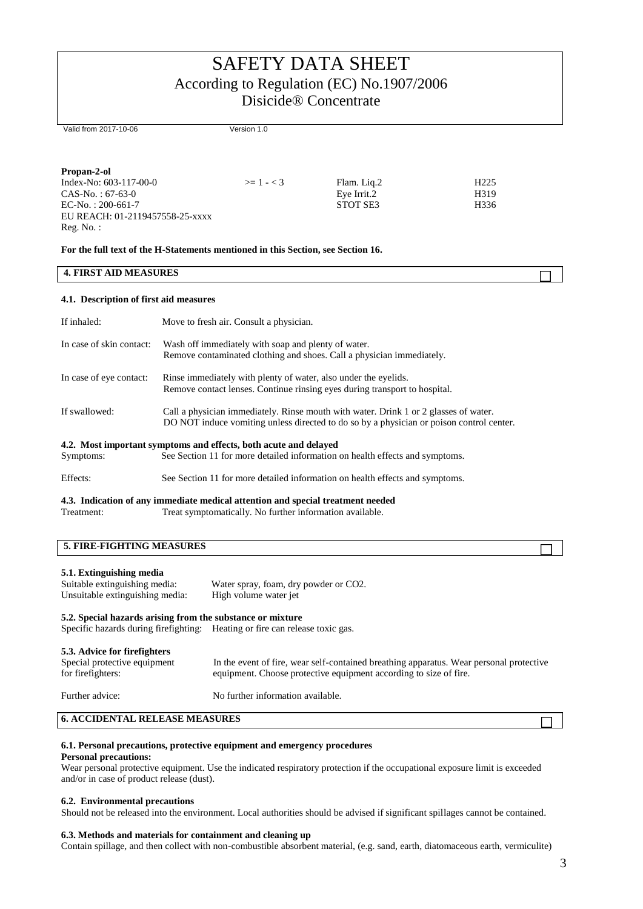# SAFETY DATA SHEET

According to Regulation (EC) No.1907/2006

Disicide® Concentrate

Valid from 2017-10-06 Version 1.0

| **Propan-2-ol** | | | |
|---|---|---|---|
| Index-No: 603-117-00-0 | >= 1 - < 3 | Flam. Liq.2 | H225 |
| CAS-No. : 67-63-0 | | Eye Irrit.2 | H319 |
| EC-No. : 200-661-7 | | STOT SE3 | H336 |
| EU REACH: 01-2119457558-25-xxxx | | | |
| Reg. No. : | | | |

**For the full text of the H-Statements mentioned in this Section, see Section 16.**

## 4. FIRST AID MEASURES

### 4.1. Description of first aid measures

If inhaled: Move to fresh air. Consult a physician.

In case of skin contact: Wash off immediately with soap and plenty of water. Remove contaminated clothing and shoes. Call a physician immediately.

In case of eye contact: Rinse immediately with plenty of water, also under the eyelids. Remove contact lenses. Continue rinsing eyes during transport to hospital.

If swallowed: Call a physician immediately. Rinse mouth with water. Drink 1 or 2 glasses of water. DO NOT induce vomiting unless directed to do so by a physician or poison control center.

### 4.2. Most important symptoms and effects, both acute and delayed

Symptoms: See Section 11 for more detailed information on health effects and symptoms.

Effects: See Section 11 for more detailed information on health effects and symptoms.

### 4.3. Indication of any immediate medical attention and special treatment needed

Treatment: Treat symptomatically. No further information available.

## 5. FIRE-FIGHTING MEASURES

### 5.1. Extinguishing media

Suitable extinguishing media: Water spray, foam, dry powder or CO2.

Unsuitable extinguishing media: High volume water jet

### 5.2. Special hazards arising from the substance or mixture

Specific hazards during firefighting: Heating or fire can release toxic gas.

### 5.3. Advice for firefighters

Special protective equipment for firefighters: In the event of fire, wear self-contained breathing apparatus. Wear personal protective equipment. Choose protective equipment according to size of fire.

Further advice: No further information available.

## 6. ACCIDENTAL RELEASE MEASURES

### 6.1. Personal precautions, protective equipment and emergency procedures

**Personal precautions:**

Wear personal protective equipment. Use the indicated respiratory protection if the occupational exposure limit is exceeded and/or in case of product release (dust).

### 6.2. Environmental precautions

Should not be released into the environment. Local authorities should be advised if significant spillages cannot be contained.

### 6.3. Methods and materials for containment and cleaning up

Contain spillage, and then collect with non-combustible absorbent material, (e.g. sand, earth, diatomaceous earth, vermiculite)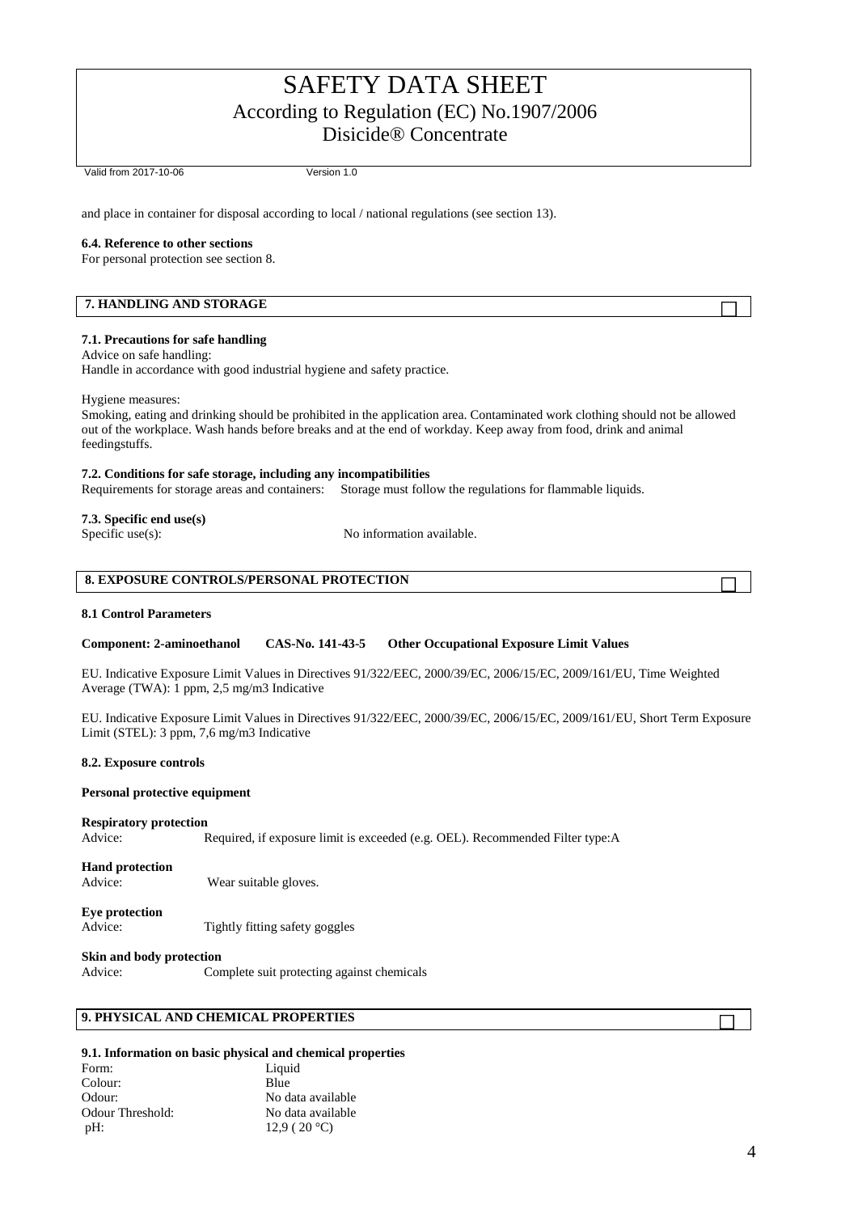and place in container for disposal according to local / national regulations (see section 13).

**6.4. Reference to other sections**

For personal protection see section 8.

## 7. HANDLING AND STORAGE

**7.1. Precautions for safe handling**

Advice on safe handling:

Handle in accordance with good industrial hygiene and safety practice.

Hygiene measures:

Smoking, eating and drinking should be prohibited in the application area. Contaminated work clothing should not be allowed out of the workplace. Wash hands before breaks and at the end of workday. Keep away from food, drink and animal feedingstuffs.

**7.2. Conditions for safe storage, including any incompatibilities**

Requirements for storage areas and containers: Storage must follow the regulations for flammable liquids.

**7.3. Specific end use(s)**

Specific use(s): No information available.

## 8. EXPOSURE CONTROLS/PERSONAL PROTECTION

**8.1 Control Parameters**

**Component: 2-aminoethanol CAS-No. 141-43-5 Other Occupational Exposure Limit Values**

EU. Indicative Exposure Limit Values in Directives 91/322/EEC, 2000/39/EC, 2006/15/EC, 2009/161/EU, Time Weighted Average (TWA): 1 ppm, 2,5 mg/m3 Indicative

EU. Indicative Exposure Limit Values in Directives 91/322/EEC, 2000/39/EC, 2006/15/EC, 2009/161/EU, Short Term Exposure Limit (STEL): 3 ppm, 7,6 mg/m3 Indicative

**8.2. Exposure controls**

**Personal protective equipment**

**Respiratory protection**

Advice: Required, if exposure limit is exceeded (e.g. OEL). Recommended Filter type:A

**Hand protection**

Advice: Wear suitable gloves.

**Eye protection**

Advice: Tightly fitting safety goggles

**Skin and body protection**

Advice: Complete suit protecting against chemicals

## 9. PHYSICAL AND CHEMICAL PROPERTIES

**9.1. Information on basic physical and chemical properties**

| | |
|---|---|
| Form: | Liquid |
| Colour: | Blue |
| Odour: | No data available |
| Odour Threshold: | No data available |
| pH: | 12,9 ( 20 °C) |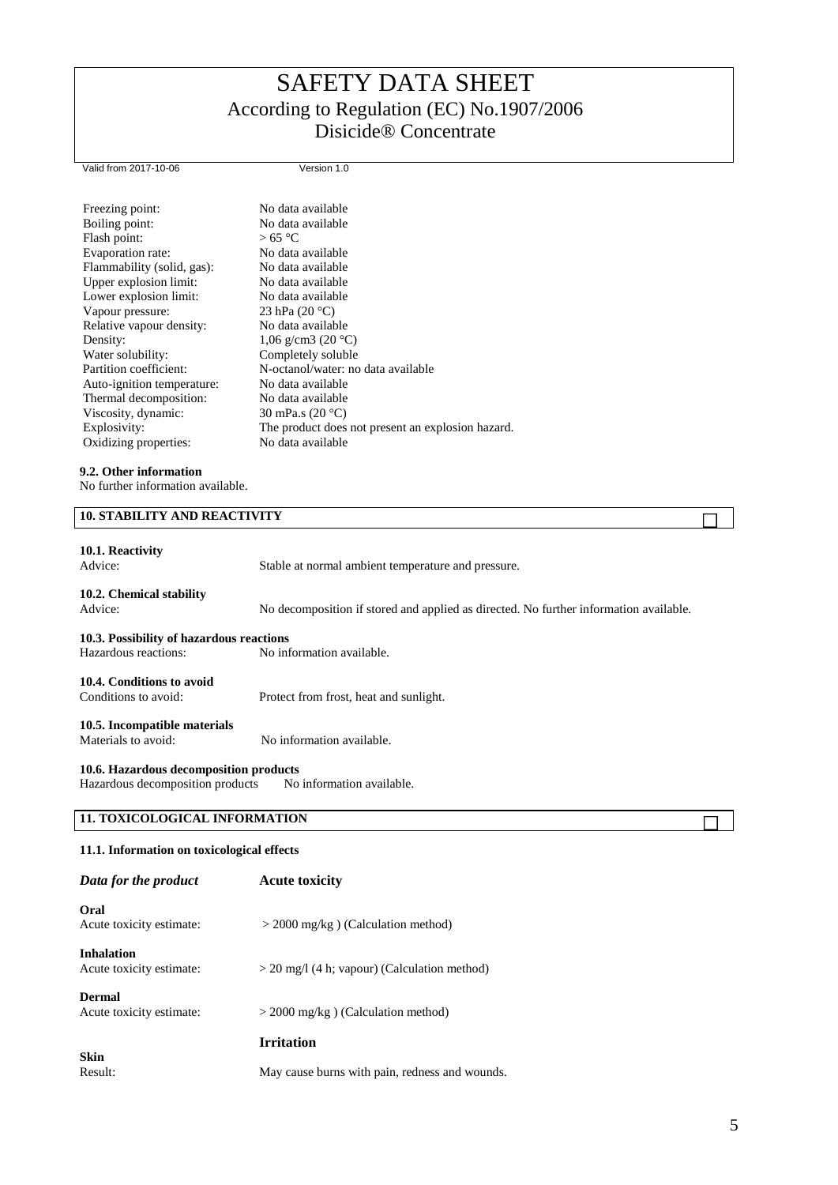| | |
|---|---|
| Freezing point: | No data available |
| Boiling point: | No data available |
| Flash point: | > 65 °C |
| Evaporation rate: | No data available |
| Flammability (solid, gas): | No data available |
| Upper explosion limit: | No data available |
| Lower explosion limit: | No data available |
| Vapour pressure: | 23 hPa (20 °C) |
| Relative vapour density: | No data available |
| Density: | 1,06 g/cm3 (20 °C) |
| Water solubility: | Completely soluble |
| Partition coefficient: | N-octanol/water: no data available |
| Auto-ignition temperature: | No data available |
| Thermal decomposition: | No data available |
| Viscosity, dynamic: | 30 mPa.s (20 °C) |
| Explosivity: | The product does not present an explosion hazard. |
| Oxidizing properties: | No data available |

**9.2. Other information**

No further information available.

## 10. STABILITY AND REACTIVITY

**10.1. Reactivity**

Advice: Stable at normal ambient temperature and pressure.

**10.2. Chemical stability**

Advice: No decomposition if stored and applied as directed. No further information available.

**10.3. Possibility of hazardous reactions**

Hazardous reactions: No information available.

**10.4. Conditions to avoid**

Conditions to avoid: Protect from frost, heat and sunlight.

**10.5. Incompatible materials**

Materials to avoid: No information available.

**10.6. Hazardous decomposition products**

Hazardous decomposition products No information available.

## 11. TOXICOLOGICAL INFORMATION

**11.1. Information on toxicological effects**

***Data for the product*** **Acute toxicity**

**Oral**

Acute toxicity estimate: > 2000 mg/kg ) (Calculation method)

**Inhalation**

Acute toxicity estimate: > 20 mg/l (4 h; vapour) (Calculation method)

**Dermal**

Acute toxicity estimate: > 2000 mg/kg ) (Calculation method)

**Irritation**

**Skin**

Result: May cause burns with pain, redness and wounds.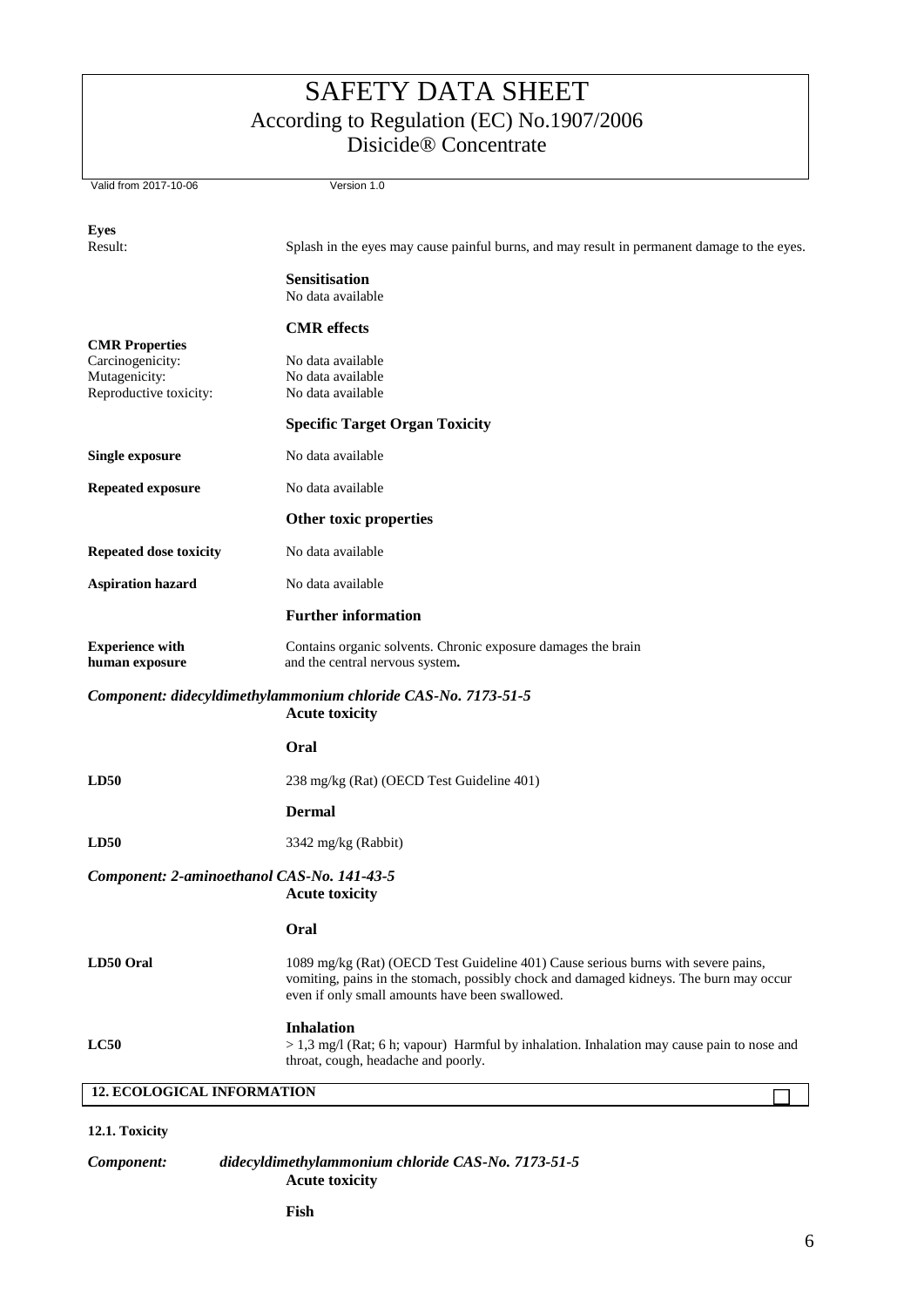**Eyes**

Result: Splash in the eyes may cause painful burns, and may result in permanent damage to the eyes.

**Sensitisation**

No data available

**CMR effects**

**CMR Properties**

| | |
|---|---|
| Carcinogenicity: | No data available |
| Mutagenicity: | No data available |
| Reproductive toxicity: | No data available |

**Specific Target Organ Toxicity**

| | |
|---|---|
| **Single exposure** | No data available |
| **Repeated exposure** | No data available |

**Other toxic properties**

| | |
|---|---|
| **Repeated dose toxicity** | No data available |
| **Aspiration hazard** | No data available |

**Further information**

**Experience with human exposure**: Contains organic solvents. Chronic exposure damages the brain and the central nervous system.

***Component: didecyldimethylammonium chloride CAS-No. 7173-51-5***

**Acute toxicity**

**Oral**

**LD50**: 238 mg/kg (Rat) (OECD Test Guideline 401)

**Dermal**

**LD50**: 3342 mg/kg (Rabbit)

***Component: 2-aminoethanol CAS-No. 141-43-5***

**Acute toxicity**

**Oral**

**LD50 Oral**: 1089 mg/kg (Rat) (OECD Test Guideline 401) Cause serious burns with severe pains, vomiting, pains in the stomach, possibly chock and damaged kidneys. The burn may occur even if only small amounts have been swallowed.

**Inhalation**

**LC50**: > 1,3 mg/l (Rat; 6 h; vapour) Harmful by inhalation. Inhalation may cause pain to nose and throat, cough, headache and poorly.

## 12. ECOLOGICAL INFORMATION

**12.1. Toxicity**

***Component:*** ***didecyldimethylammonium chloride CAS-No. 7173-51-5***

**Acute toxicity**

**Fish**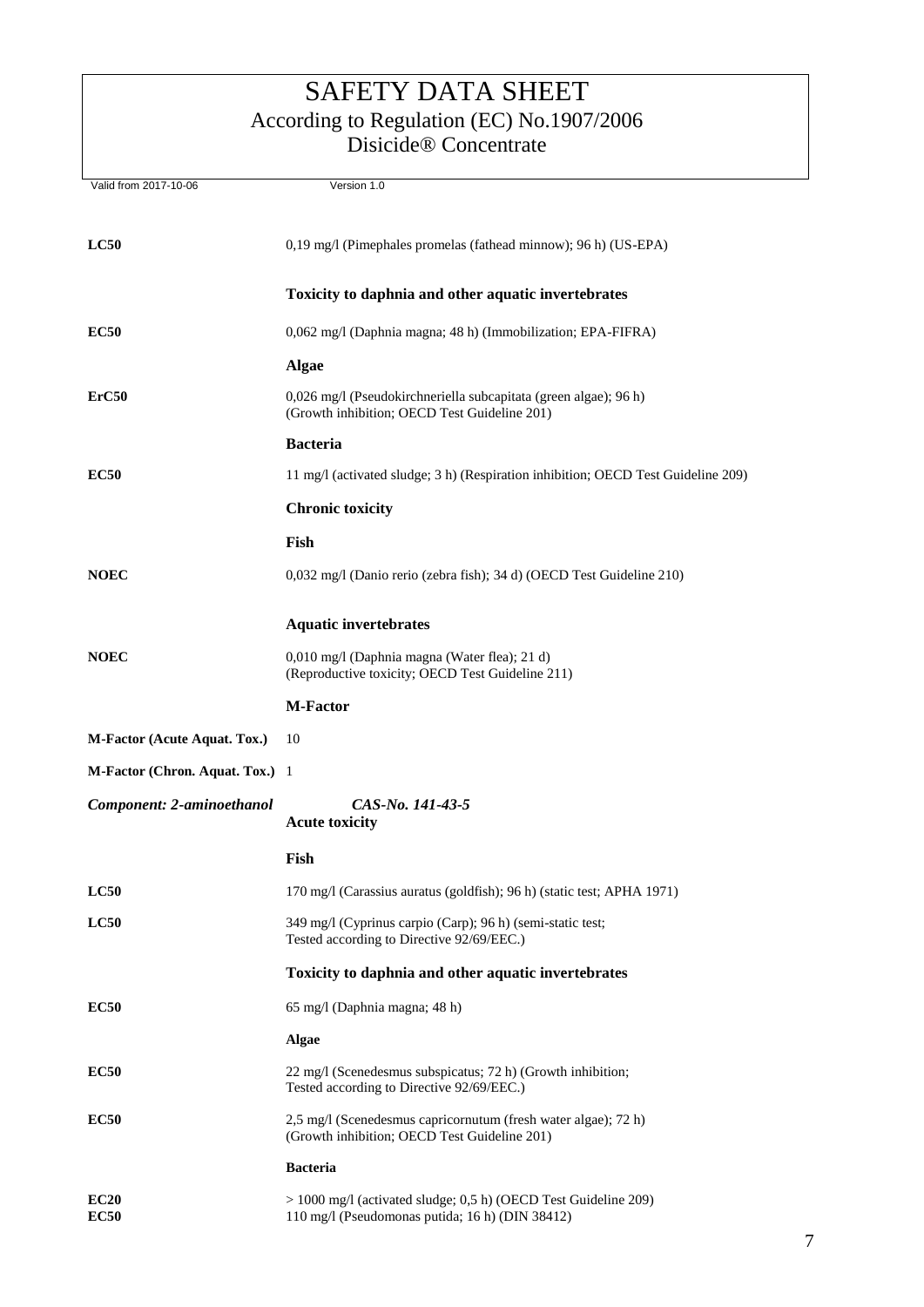| | |
|---|---|
| **LC50** | 0,19 mg/l (Pimephales promelas (fathead minnow); 96 h) (US-EPA) |
| | **Toxicity to daphnia and other aquatic invertebrates** |
| **EC50** | 0,062 mg/l (Daphnia magna; 48 h) (Immobilization; EPA-FIFRA) |
| | **Algae** |
| **ErC50** | 0,026 mg/l (Pseudokirchneriella subcapitata (green algae); 96 h) (Growth inhibition; OECD Test Guideline 201) |
| | **Bacteria** |
| **EC50** | 11 mg/l (activated sludge; 3 h) (Respiration inhibition; OECD Test Guideline 209) |
| | **Chronic toxicity** |
| | **Fish** |
| **NOEC** | 0,032 mg/l (Danio rerio (zebra fish); 34 d) (OECD Test Guideline 210) |
| | **Aquatic invertebrates** |
| **NOEC** | 0,010 mg/l (Daphnia magna (Water flea); 21 d) (Reproductive toxicity; OECD Test Guideline 211) |
| | **M-Factor** |
| **M-Factor (Acute Aquat. Tox.)** | 10 |
| **M-Factor (Chron. Aquat. Tox.)** | 1 |

***Component: 2-aminoethanol*** *CAS-No. 141-43-5*

| | |
|---|---|
| | **Acute toxicity** |
| | **Fish** |
| **LC50** | 170 mg/l (Carassius auratus (goldfish); 96 h) (static test; APHA 1971) |
| **LC50** | 349 mg/l (Cyprinus carpio (Carp); 96 h) (semi-static test; Tested according to Directive 92/69/EEC.) |
| | **Toxicity to daphnia and other aquatic invertebrates** |
| **EC50** | 65 mg/l (Daphnia magna; 48 h) |
| | **Algae** |
| **EC50** | 22 mg/l (Scenedesmus subspicatus; 72 h) (Growth inhibition; Tested according to Directive 92/69/EEC.) |
| **EC50** | 2,5 mg/l (Scenedesmus capricornutum (fresh water algae); 72 h) (Growth inhibition; OECD Test Guideline 201) |
| | **Bacteria** |
| **EC20** | > 1000 mg/l (activated sludge; 0,5 h) (OECD Test Guideline 209) |
| **EC50** | 110 mg/l (Pseudomonas putida; 16 h) (DIN 38412) |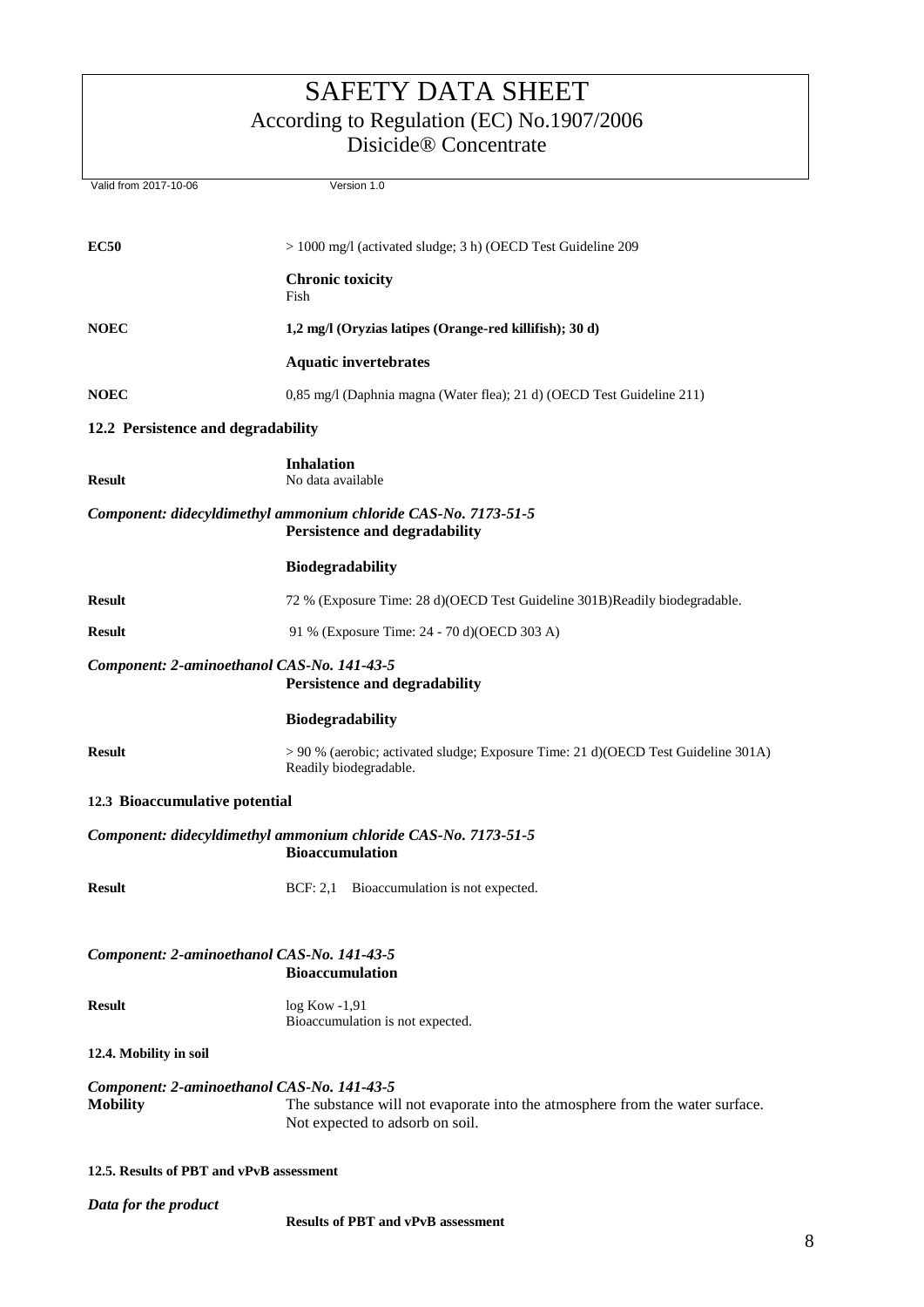| | |
|---|---|
| **EC50** | > 1000 mg/l (activated sludge; 3 h) (OECD Test Guideline 209 |

**Chronic toxicity**
Fish

| | |
|---|---|
| **NOEC** | **1,2 mg/l (Oryzias latipes (Orange-red killifish); 30 d)** |

**Aquatic invertebrates**

| | |
|---|---|
| **NOEC** | 0,85 mg/l (Daphnia magna (Water flea); 21 d) (OECD Test Guideline 211) |

### 12.2 Persistence and degradability

**Inhalation**

| | |
|---|---|
| **Result** | No data available |

***Component: didecyldimethyl ammonium chloride CAS-No. 7173-51-5***

**Persistence and degradability**

**Biodegradability**

| | |
|---|---|
| **Result** | 72 % (Exposure Time: 28 d)(OECD Test Guideline 301B)Readily biodegradable. |
| **Result** | 91 % (Exposure Time: 24 - 70 d)(OECD 303 A) |

***Component: 2-aminoethanol CAS-No. 141-43-5***

**Persistence and degradability**

**Biodegradability**

| | |
|---|---|
| **Result** | > 90 % (aerobic; activated sludge; Exposure Time: 21 d)(OECD Test Guideline 301A) Readily biodegradable. |

### 12.3 Bioaccumulative potential

***Component: didecyldimethyl ammonium chloride CAS-No. 7173-51-5***

**Bioaccumulation**

| | |
|---|---|
| **Result** | BCF: 2,1 Bioaccumulation is not expected. |

***Component: 2-aminoethanol CAS-No. 141-43-5***

**Bioaccumulation**

| | |
|---|---|
| **Result** | log Kow -1,91<br>Bioaccumulation is not expected. |

### 12.4. Mobility in soil

***Component: 2-aminoethanol CAS-No. 141-43-5***

| | |
|---|---|
| **Mobility** | The substance will not evaporate into the atmosphere from the water surface. Not expected to adsorb on soil. |

### 12.5. Results of PBT and vPvB assessment

***Data for the product***

**Results of PBT and vPvB assessment**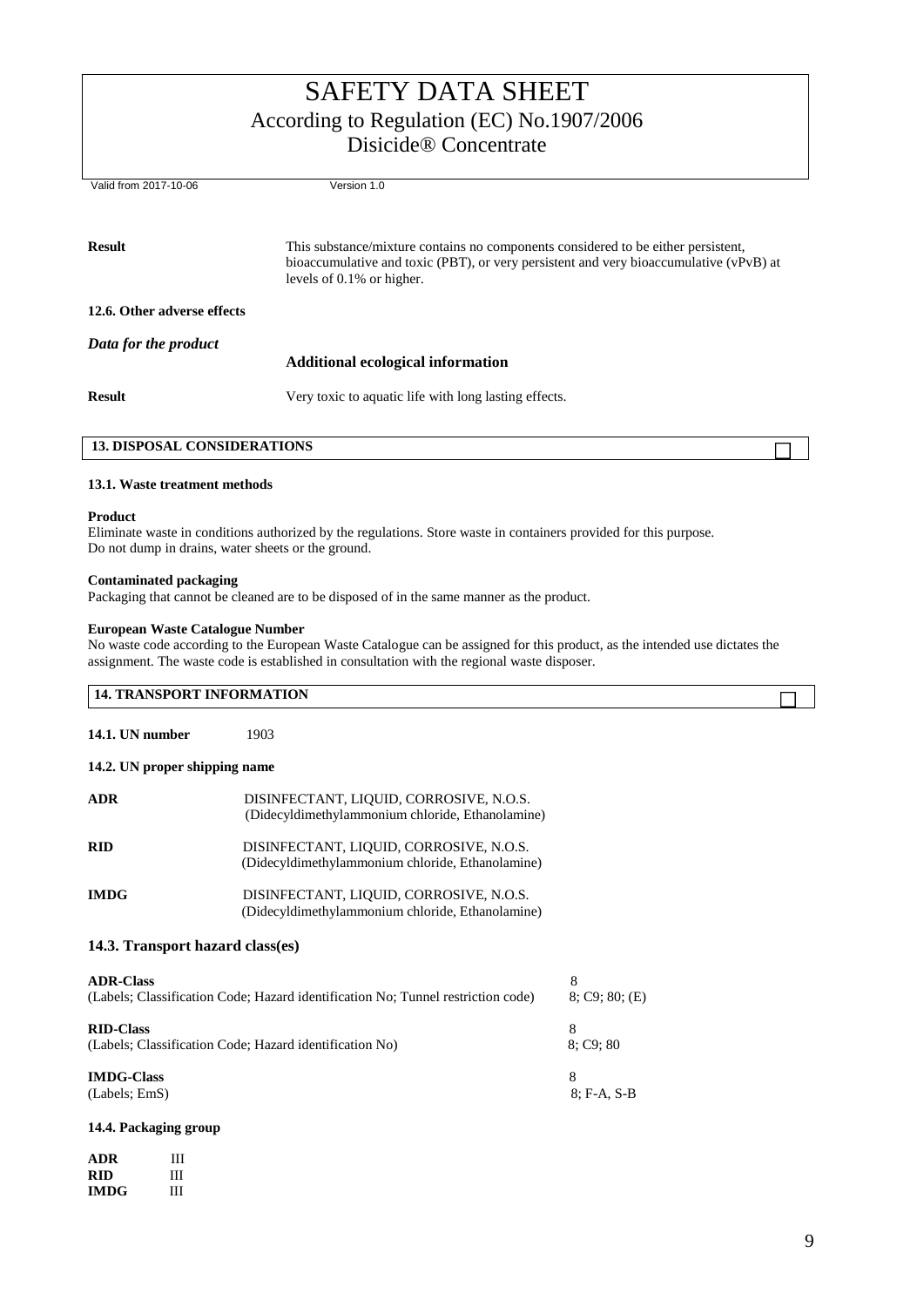| | |
|---|---|
| **Result** | This substance/mixture contains no components considered to be either persistent, bioaccumulative and toxic (PBT), or very persistent and very bioaccumulative (vPvB) at levels of 0.1% or higher. |

**12.6. Other adverse effects**

*Data for the product*

**Additional ecological information**

| | |
|---|---|
| **Result** | Very toxic to aquatic life with long lasting effects. |

## 13. DISPOSAL CONSIDERATIONS

### 13.1. Waste treatment methods

**Product**
Eliminate waste in conditions authorized by the regulations. Store waste in containers provided for this purpose.
Do not dump in drains, water sheets or the ground.

**Contaminated packaging**
Packaging that cannot be cleaned are to be disposed of in the same manner as the product.

**European Waste Catalogue Number**
No waste code according to the European Waste Catalogue can be assigned for this product, as the intended use dictates the assignment. The waste code is established in consultation with the regional waste disposer.

## 14. TRANSPORT INFORMATION

**14.1. UN number** 1903

### 14.2. UN proper shipping name

| | |
|---|---|
| **ADR** | DISINFECTANT, LIQUID, CORROSIVE, N.O.S. (Didecyldimethylammonium chloride, Ethanolamine) |
| **RID** | DISINFECTANT, LIQUID, CORROSIVE, N.O.S. (Didecyldimethylammonium chloride, Ethanolamine) |
| **IMDG** | DISINFECTANT, LIQUID, CORROSIVE, N.O.S. (Didecyldimethylammonium chloride, Ethanolamine) |

### 14.3. Transport hazard class(es)

| | |
|---|---|
| **ADR-Class** | 8 |
| (Labels; Classification Code; Hazard identification No; Tunnel restriction code) | 8; C9; 80; (E) |
| **RID-Class** | 8 |
| (Labels; Classification Code; Hazard identification No) | 8; C9; 80 |
| **IMDG-Class** | 8 |
| (Labels; EmS) | 8; F-A, S-B |

### 14.4. Packaging group

| | |
|---|---|
| **ADR** | III |
| **RID** | III |
| **IMDG** | III |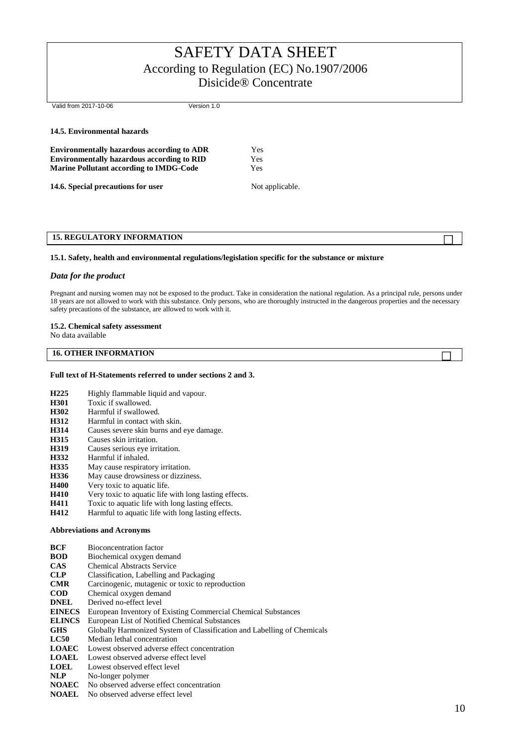#### 14.5. Environmental hazards

| | |
|---|---|
| **Environmentally hazardous according to ADR** | Yes |
| **Environmentally hazardous according to RID** | Yes |
| **Marine Pollutant according to IMDG-Code** | Yes |

**14.6. Special precautions for user** Not applicable.

## 15. REGULATORY INFORMATION

#### 15.1. Safety, health and environmental regulations/legislation specific for the substance or mixture

***Data for the product***

Pregnant and nursing women may not be exposed to the product. Take in consideration the national regulation. As a principal rule, persons under 18 years are not allowed to work with this substance. Only persons, who are thoroughly instructed in the dangerous properties and the necessary safety precautions of the substance, are allowed to work with it.

#### 15.2. Chemical safety assessment

No data available

## 16. OTHER INFORMATION

**Full text of H-Statements referred to under sections 2 and 3.**

| | |
|---|---|
| **H225** | Highly flammable liquid and vapour. |
| **H301** | Toxic if swallowed. |
| **H302** | Harmful if swallowed. |
| **H312** | Harmful in contact with skin. |
| **H314** | Causes severe skin burns and eye damage. |
| **H315** | Causes skin irritation. |
| **H319** | Causes serious eye irritation. |
| **H332** | Harmful if inhaled. |
| **H335** | May cause respiratory irritation. |
| **H336** | May cause drowsiness or dizziness. |
| **H400** | Very toxic to aquatic life. |
| **H410** | Very toxic to aquatic life with long lasting effects. |
| **H411** | Toxic to aquatic life with long lasting effects. |
| **H412** | Harmful to aquatic life with long lasting effects. |

**Abbreviations and Acronyms**

| | |
|---|---|
| **BCF** | Bioconcentration factor |
| **BOD** | Biochemical oxygen demand |
| **CAS** | Chemical Abstracts Service |
| **CLP** | Classification, Labelling and Packaging |
| **CMR** | Carcinogenic, mutagenic or toxic to reproduction |
| **COD** | Chemical oxygen demand |
| **DNEL** | Derived no-effect level |
| **EINECS** | European Inventory of Existing Commercial Chemical Substances |
| **ELINCS** | European List of Notified Chemical Substances |
| **GHS** | Globally Harmonized System of Classification and Labelling of Chemicals |
| **LC50** | Median lethal concentration |
| **LOAEC** | Lowest observed adverse effect concentration |
| **LOAEL** | Lowest observed adverse effect level |
| **LOEL** | Lowest observed effect level |
| **NLP** | No-longer polymer |
| **NOAEC** | No observed adverse effect concentration |
| **NOAEL** | No observed adverse effect level |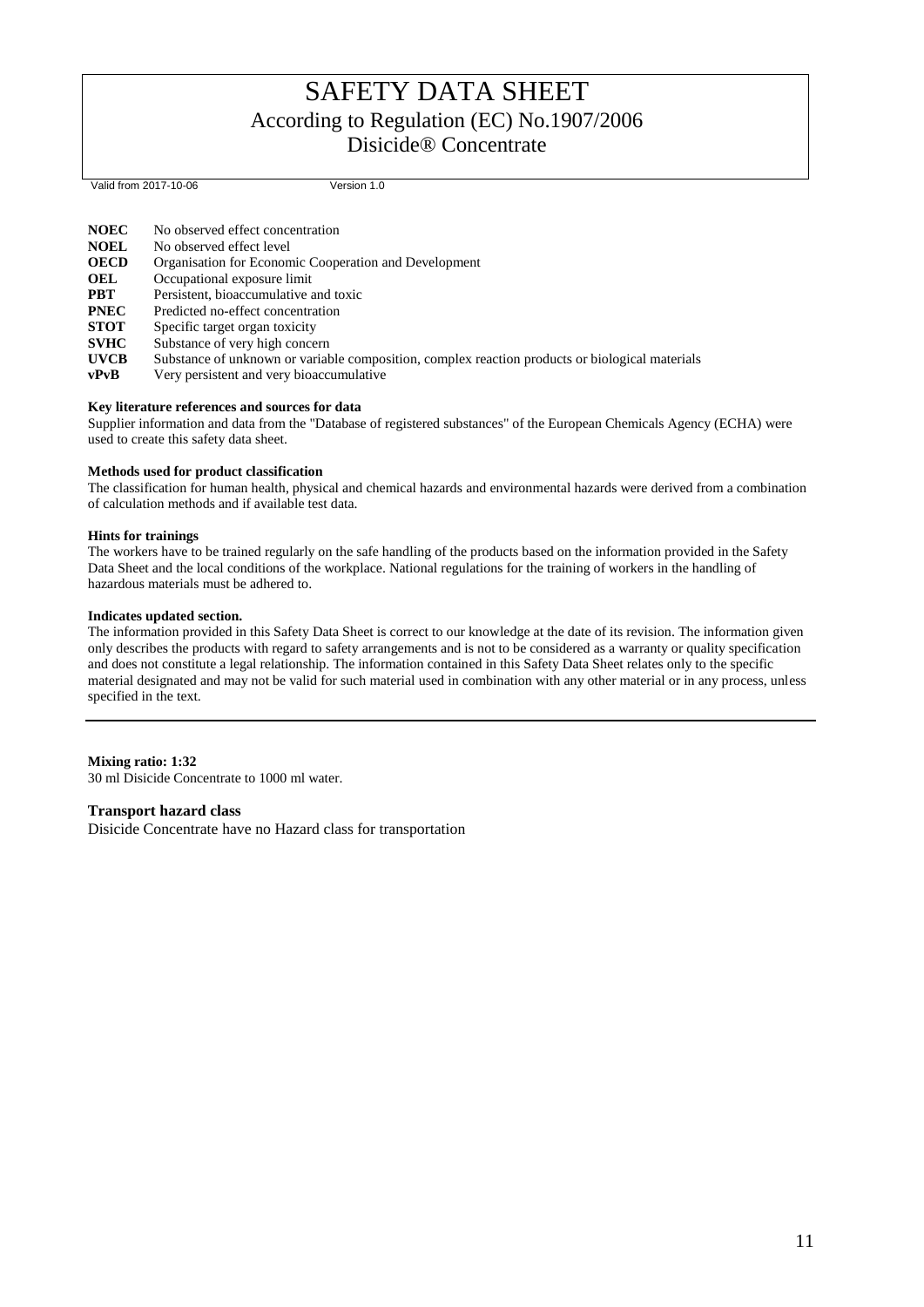| | |
|---|---|
| **NOEC** | No observed effect concentration |
| **NOEL** | No observed effect level |
| **OECD** | Organisation for Economic Cooperation and Development |
| **OEL** | Occupational exposure limit |
| **PBT** | Persistent, bioaccumulative and toxic |
| **PNEC** | Predicted no-effect concentration |
| **STOT** | Specific target organ toxicity |
| **SVHC** | Substance of very high concern |
| **UVCB** | Substance of unknown or variable composition, complex reaction products or biological materials |
| **vPvB** | Very persistent and very bioaccumulative |

**Key literature references and sources for data**

Supplier information and data from the "Database of registered substances" of the European Chemicals Agency (ECHA) were used to create this safety data sheet.

**Methods used for product classification**

The classification for human health, physical and chemical hazards and environmental hazards were derived from a combination of calculation methods and if available test data.

**Hints for trainings**

The workers have to be trained regularly on the safe handling of the products based on the information provided in the Safety Data Sheet and the local conditions of the workplace. National regulations for the training of workers in the handling of hazardous materials must be adhered to.

**Indicates updated section.**

The information provided in this Safety Data Sheet is correct to our knowledge at the date of its revision. The information given only describes the products with regard to safety arrangements and is not to be considered as a warranty or quality specification and does not constitute a legal relationship. The information contained in this Safety Data Sheet relates only to the specific material designated and may not be valid for such material used in combination with any other material or in any process, unless specified in the text.

---

**Mixing ratio: 1:32**

30 ml Disicide Concentrate to 1000 ml water.

**Transport hazard class**

Disicide Concentrate have no Hazard class for transportation